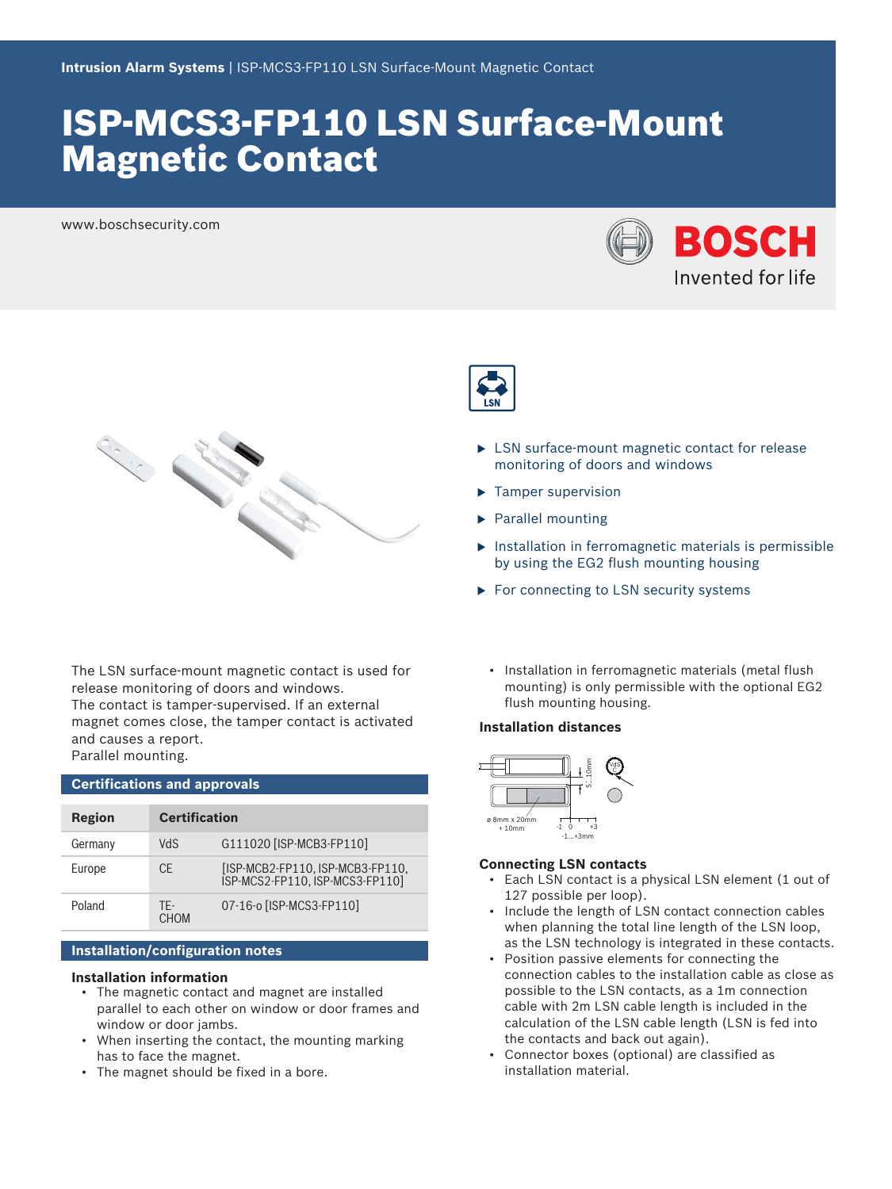Intrusion Alarm Systems | ISP-MCS3-FP110 LSN Surface-Mount Magnetic Contact

# ISP-MCS3-FP110 LSN Surface-Mount Magnetic Contact

www.boschsecurity.com

BOSCH
Invented for life

LSN

- LSN surface-mount magnetic contact for release monitoring of doors and windows
- Tamper supervision
- Parallel mounting
- Installation in ferromagnetic materials is permissible by using the EG2 flush mounting housing
- For connecting to LSN security systems

The LSN surface-mount magnetic contact is used for release monitoring of doors and windows.
The contact is tamper-supervised. If an external magnet comes close, the tamper contact is activated and causes a report.
Parallel mounting.

## Certifications and approvals

| Region | Certification | |
|---|---|---|
| Germany | VdS | G111020 [ISP-MCB3-FP110] |
| Europe | CE | [ISP-MCB2-FP110, ISP-MCB3-FP110, ISP-MCS2-FP110, ISP-MCS3-FP110] |
| Poland | TE-CHOM | 07-16-o [ISP-MCS3-FP110] |

## Installation/configuration notes

### Installation information

- The magnetic contact and magnet are installed parallel to each other on window or door frames and window or door jambs.
- When inserting the contact, the mounting marking has to face the magnet.
- The magnet should be fixed in a bore.
- Installation in ferromagnetic materials (metal flush mounting) is only permissible with the optional EG2 flush mounting housing.

### Installation distances

5...10mm
VdS
ø 8mm x 20mm
+ 10mm
-1 0 +3
-1...+3mm

### Connecting LSN contacts

- Each LSN contact is a physical LSN element (1 out of 127 possible per loop).
- Include the length of LSN contact connection cables when planning the total line length of the LSN loop, as the LSN technology is integrated in these contacts.
- Position passive elements for connecting the connection cables to the installation cable as close as possible to the LSN contacts, as a 1m connection cable with 2m LSN cable length is included in the calculation of the LSN cable length (LSN is fed into the contacts and back out again).
- Connector boxes (optional) are classified as installation material.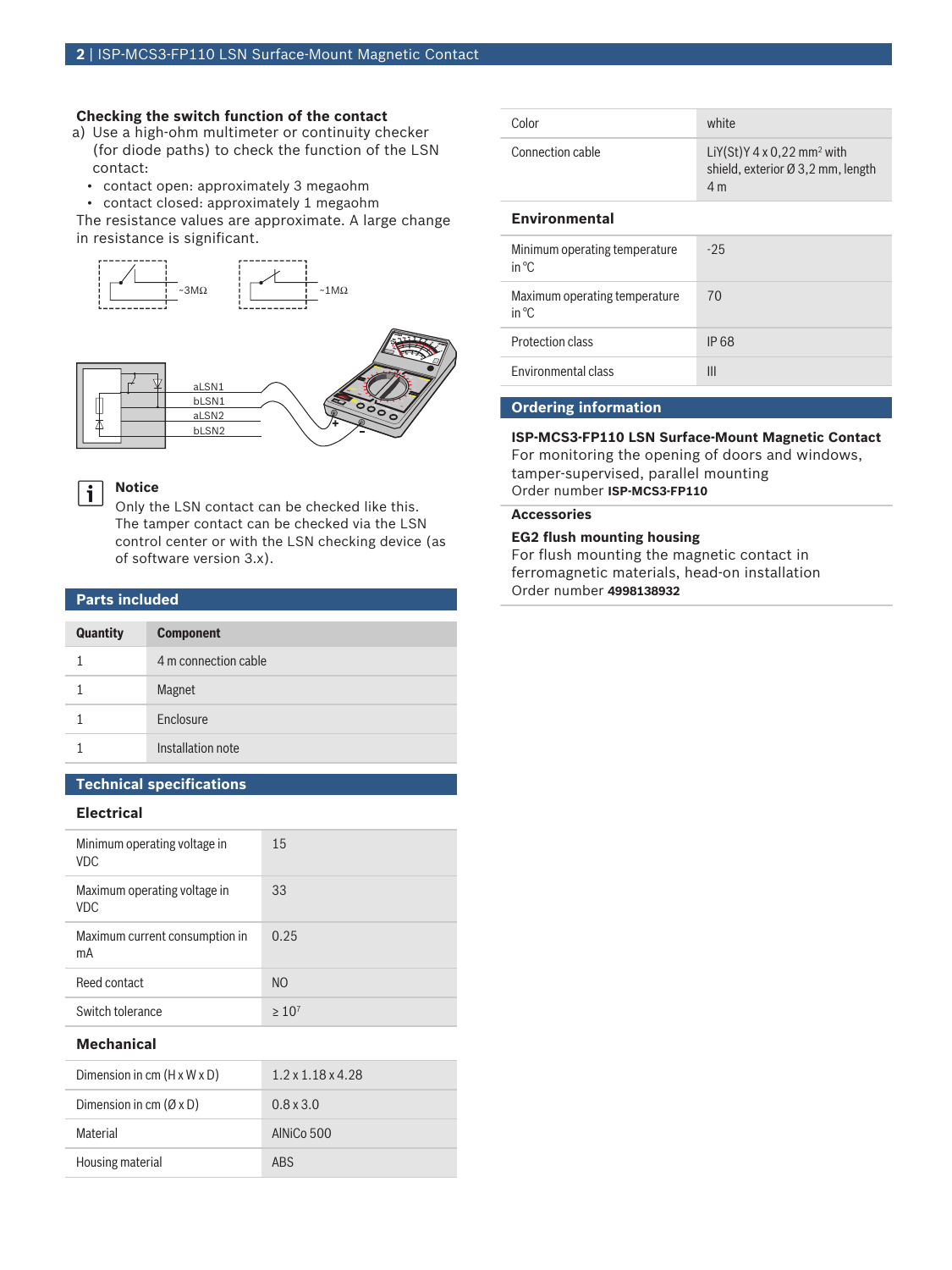## Checking the switch function of the contact

a) Use a high-ohm multimeter or continuity checker (for diode paths) to check the function of the LSN contact:

- contact open: approximately 3 megaohm
- contact closed: approximately 1 megaohm

The resistance values are approximate. A large change in resistance is significant.

~3MΩ

~1MΩ

aLSN1
bLSN1
aLSN2
bLSN2

+
-

**Notice**
Only the LSN contact can be checked like this. The tamper contact can be checked via the LSN control center or with the LSN checking device (as of software version 3.x).

## Parts included

| Quantity | Component |
|---|---|
| 1 | 4 m connection cable |
| 1 | Magnet |
| 1 | Enclosure |
| 1 | Installation note |

## Technical specifications

### Electrical

| | |
|---|---|
| Minimum operating voltage in VDC | 15 |
| Maximum operating voltage in VDC | 33 |
| Maximum current consumption in mA | 0.25 |
| Reed contact | NO |
| Switch tolerance | $\geq 10^7$ |

### Mechanical

| | |
|---|---|
| Dimension in cm (H x W x D) | 1.2 x 1.18 x 4.28 |
| Dimension in cm (Ø x D) | 0.8 x 3.0 |
| Material | AlNiCo 500 |
| Housing material | ABS |
| Color | white |
| Connection cable | LiY(St)Y 4 x 0,22 $mm^2$ with shield, exterior Ø 3,2 mm, length 4 m |

### Environmental

| | |
|---|---|
| Minimum operating temperature in °C | -25 |
| Maximum operating temperature in °C | 70 |
| Protection class | IP 68 |
| Environmental class | III |

## Ordering information

**ISP-MCS3-FP110 LSN Surface-Mount Magnetic Contact**
For monitoring the opening of doors and windows, tamper-supervised, parallel mounting
Order number **ISP-MCS3-FP110**

### Accessories

**EG2 flush mounting housing**
For flush mounting the magnetic contact in ferromagnetic materials, head-on installation
Order number **4998138932**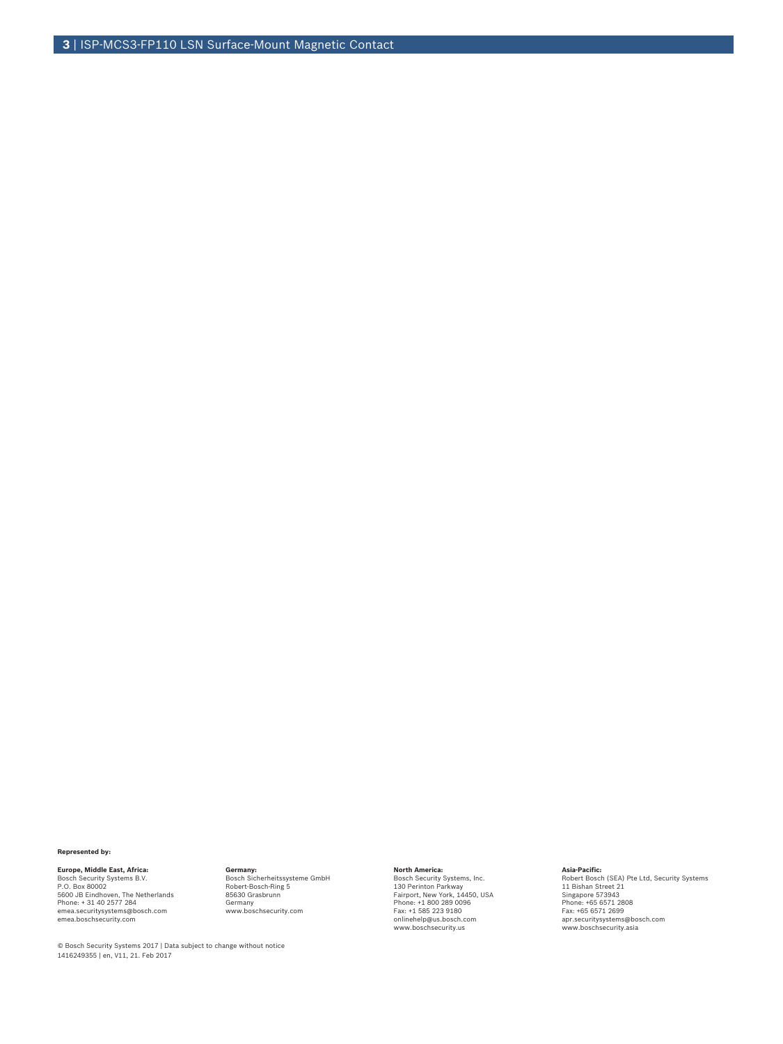**Represented by:**

**Europe, Middle East, Africa:**
Bosch Security Systems B.V.
P.O. Box 80002
5600 JB Eindhoven, The Netherlands
Phone: + 31 40 2577 284
emea.securitysystems@bosch.com
emea.boschsecurity.com

**Germany:**
Bosch Sicherheitssysteme GmbH
Robert-Bosch-Ring 5
85630 Grasbrunn
Germany
www.boschsecurity.com

**North America:**
Bosch Security Systems, Inc.
130 Perinton Parkway
Fairport, New York, 14450, USA
Phone: +1 800 289 0096
Fax: +1 585 223 9180
onlinehelp@us.bosch.com
www.boschsecurity.us

**Asia-Pacific:**
Robert Bosch (SEA) Pte Ltd, Security Systems
11 Bishan Street 21
Singapore 573943
Phone: +65 6571 2808
Fax: +65 6571 2699
apr.securitysystems@bosch.com
www.boschsecurity.asia

© Bosch Security Systems 2017 | Data subject to change without notice
1416249355 | en, V11, 21. Feb 2017